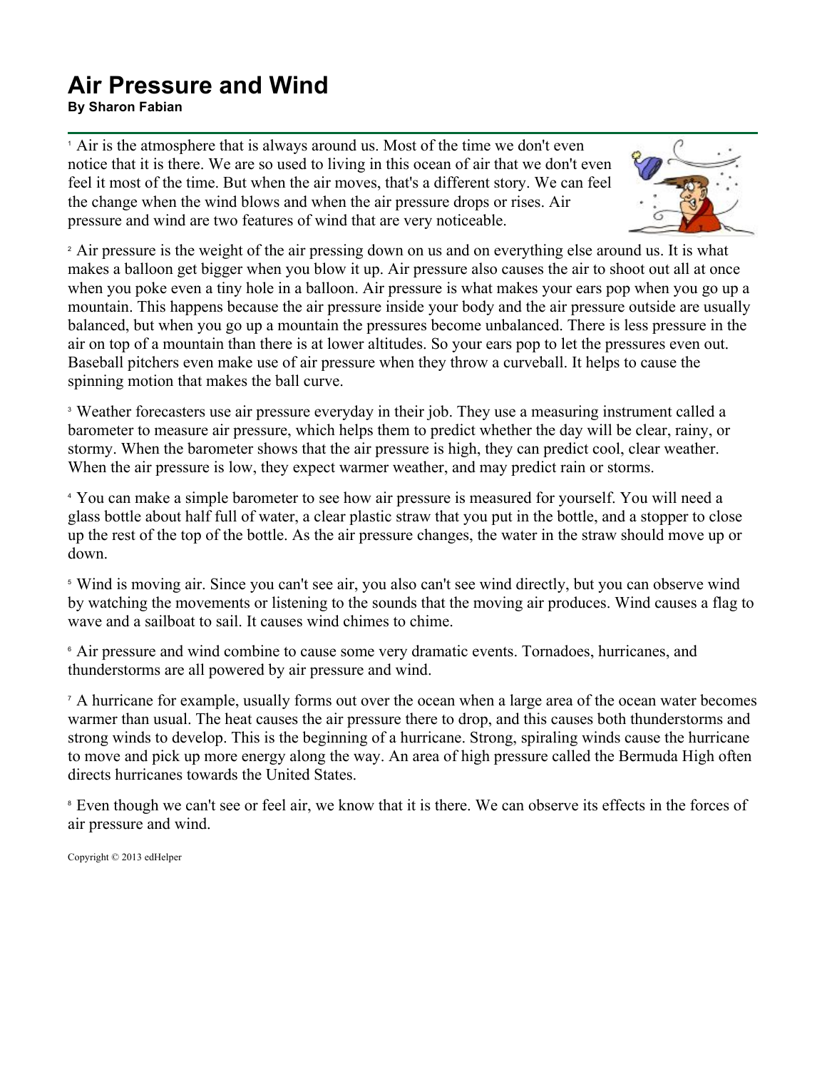# Air Pressure and Wind

**By Sharon Fabian**

[1] Air is the atmosphere that is always around us. Most of the time we don't even notice that it is there. We are so used to living in this ocean of air that we don't even feel it most of the time. But when the air moves, that's a different story. We can feel the change when the wind blows and when the air pressure drops or rises. Air pressure and wind are two features of wind that are very noticeable.

[2] Air pressure is the weight of the air pressing down on us and on everything else around us. It is what makes a balloon get bigger when you blow it up. Air pressure also causes the air to shoot out all at once when you poke even a tiny hole in a balloon. Air pressure is what makes your ears pop when you go up a mountain. This happens because the air pressure inside your body and the air pressure outside are usually balanced, but when you go up a mountain the pressures become unbalanced. There is less pressure in the air on top of a mountain than there is at lower altitudes. So your ears pop to let the pressures even out. Baseball pitchers even make use of air pressure when they throw a curveball. It helps to cause the spinning motion that makes the ball curve.

[3] Weather forecasters use air pressure everyday in their job. They use a measuring instrument called a barometer to measure air pressure, which helps them to predict whether the day will be clear, rainy, or stormy. When the barometer shows that the air pressure is high, they can predict cool, clear weather. When the air pressure is low, they expect warmer weather, and may predict rain or storms.

[4] You can make a simple barometer to see how air pressure is measured for yourself. You will need a glass bottle about half full of water, a clear plastic straw that you put in the bottle, and a stopper to close up the rest of the top of the bottle. As the air pressure changes, the water in the straw should move up or down.

[5] Wind is moving air. Since you can't see air, you also can't see wind directly, but you can observe wind by watching the movements or listening to the sounds that the moving air produces. Wind causes a flag to wave and a sailboat to sail. It causes wind chimes to chime.

[6] Air pressure and wind combine to cause some very dramatic events. Tornadoes, hurricanes, and thunderstorms are all powered by air pressure and wind.

[7] A hurricane for example, usually forms out over the ocean when a large area of the ocean water becomes warmer than usual. The heat causes the air pressure there to drop, and this causes both thunderstorms and strong winds to develop. This is the beginning of a hurricane. Strong, spiraling winds cause the hurricane to move and pick up more energy along the way. An area of high pressure called the Bermuda High often directs hurricanes towards the United States.

[8] Even though we can't see or feel air, we know that it is there. We can observe its effects in the forces of air pressure and wind.

Copyright © 2013 edHelper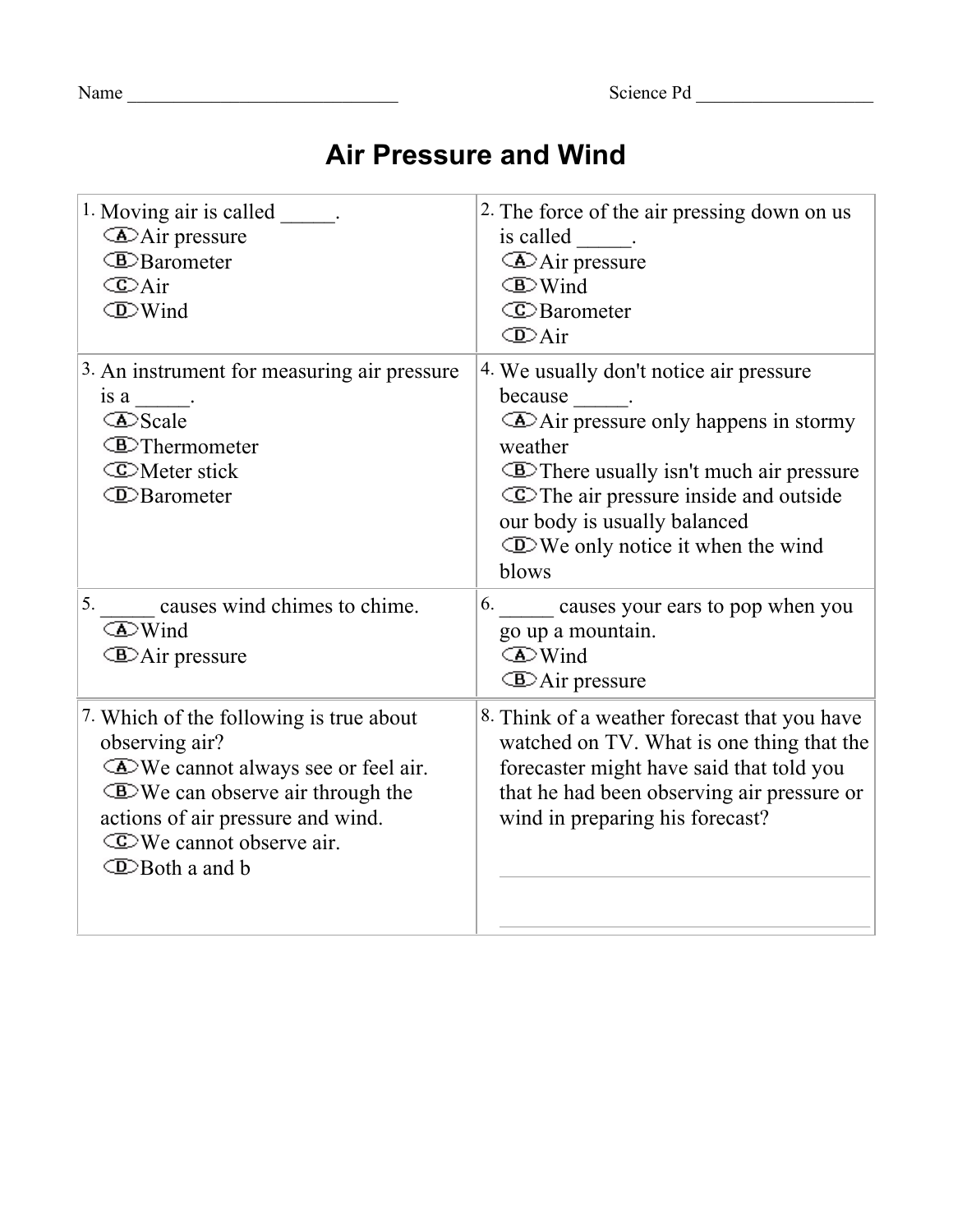Name ______________________________ Science Pd ___________________

# Air Pressure and Wind

1. Moving air is called _____.
   - (A) Air pressure
   - (B) Barometer
   - (C) Air
   - (D) Wind

2. The force of the air pressing down on us is called _____.
   - (A) Air pressure
   - (B) Wind
   - (C) Barometer
   - (D) Air

3. An instrument for measuring air pressure is a _____.
   - (A) Scale
   - (B) Thermometer
   - (C) Meter stick
   - (D) Barometer

4. We usually don't notice air pressure because _____.
   - (A) Air pressure only happens in stormy weather
   - (B) There usually isn't much air pressure
   - (C) The air pressure inside and outside our body is usually balanced
   - (D) We only notice it when the wind blows

5. _____ causes wind chimes to chime.
   - (A) Wind
   - (B) Air pressure

6. _____ causes your ears to pop when you go up a mountain.
   - (A) Wind
   - (B) Air pressure

7. Which of the following is true about observing air?
   - (A) We cannot always see or feel air.
   - (B) We can observe air through the actions of air pressure and wind.
   - (C) We cannot observe air.
   - (D) Both a and b

8. Think of a weather forecast that you have watched on TV. What is one thing that the forecaster might have said that told you that he had been observing air pressure or wind in preparing his forecast?

   ______________________________________

   ______________________________________